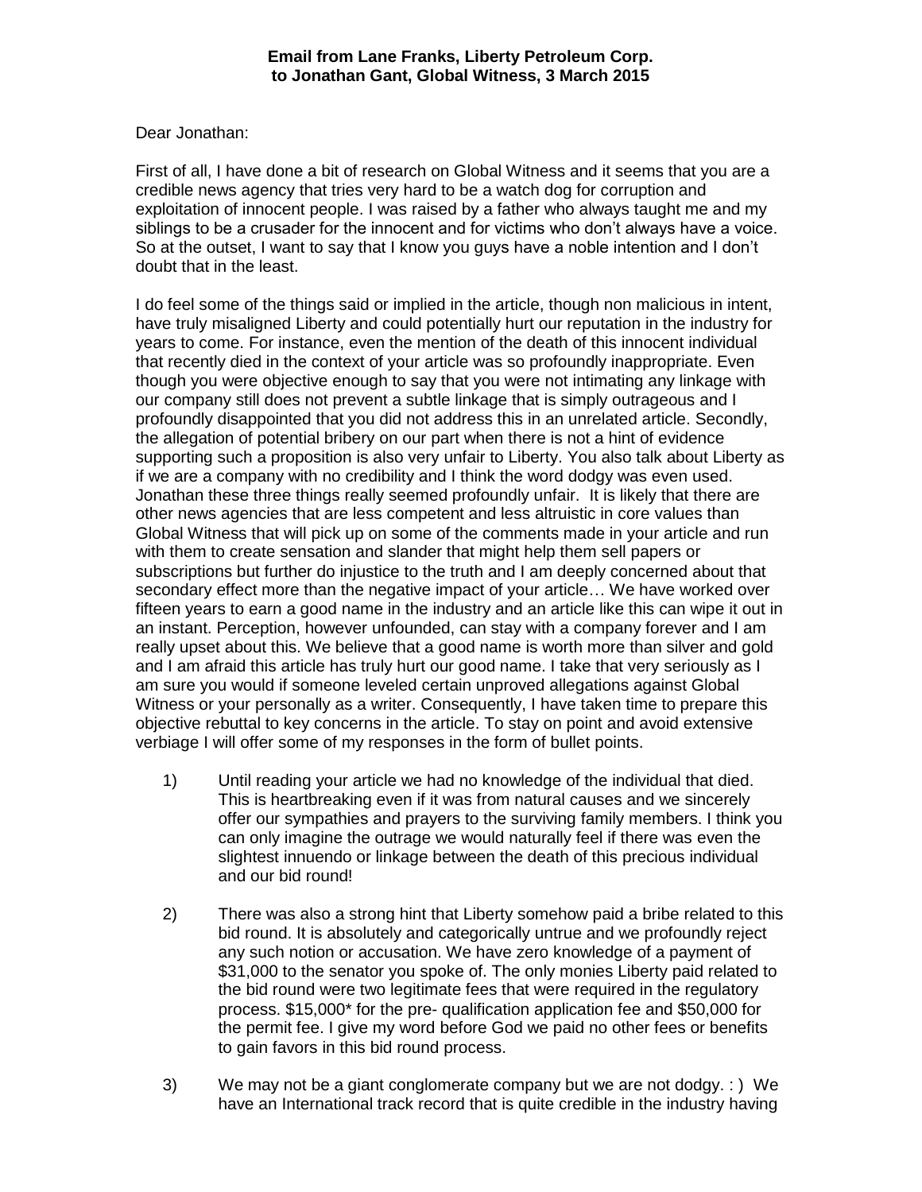**Email from Lane Franks, Liberty Petroleum Corp.**
**to Jonathan Gant, Global Witness, 3 March 2015**

Dear Jonathan:

First of all, I have done a bit of research on Global Witness and it seems that you are a credible news agency that tries very hard to be a watch dog for corruption and exploitation of innocent people. I was raised by a father who always taught me and my siblings to be a crusader for the innocent and for victims who don't always have a voice. So at the outset, I want to say that I know you guys have a noble intention and I don't doubt that in the least.

I do feel some of the things said or implied in the article, though non malicious in intent, have truly misaligned Liberty and could potentially hurt our reputation in the industry for years to come. For instance, even the mention of the death of this innocent individual that recently died in the context of your article was so profoundly inappropriate. Even though you were objective enough to say that you were not intimating any linkage with our company still does not prevent a subtle linkage that is simply outrageous and I profoundly disappointed that you did not address this in an unrelated article. Secondly, the allegation of potential bribery on our part when there is not a hint of evidence supporting such a proposition is also very unfair to Liberty. You also talk about Liberty as if we are a company with no credibility and I think the word dodgy was even used. Jonathan these three things really seemed profoundly unfair. It is likely that there are other news agencies that are less competent and less altruistic in core values than Global Witness that will pick up on some of the comments made in your article and run with them to create sensation and slander that might help them sell papers or subscriptions but further do injustice to the truth and I am deeply concerned about that secondary effect more than the negative impact of your article… We have worked over fifteen years to earn a good name in the industry and an article like this can wipe it out in an instant. Perception, however unfounded, can stay with a company forever and I am really upset about this. We believe that a good name is worth more than silver and gold and I am afraid this article has truly hurt our good name. I take that very seriously as I am sure you would if someone leveled certain unproved allegations against Global Witness or your personally as a writer. Consequently, I have taken time to prepare this objective rebuttal to key concerns in the article. To stay on point and avoid extensive verbiage I will offer some of my responses in the form of bullet points.

1) Until reading your article we had no knowledge of the individual that died. This is heartbreaking even if it was from natural causes and we sincerely offer our sympathies and prayers to the surviving family members. I think you can only imagine the outrage we would naturally feel if there was even the slightest innuendo or linkage between the death of this precious individual and our bid round!

2) There was also a strong hint that Liberty somehow paid a bribe related to this bid round. It is absolutely and categorically untrue and we profoundly reject any such notion or accusation. We have zero knowledge of a payment of $31,000 to the senator you spoke of. The only monies Liberty paid related to the bid round were two legitimate fees that were required in the regulatory process. $15,000* for the pre- qualification application fee and $50,000 for the permit fee. I give my word before God we paid no other fees or benefits to gain favors in this bid round process.

3) We may not be a giant conglomerate company but we are not dodgy. : ) We have an International track record that is quite credible in the industry having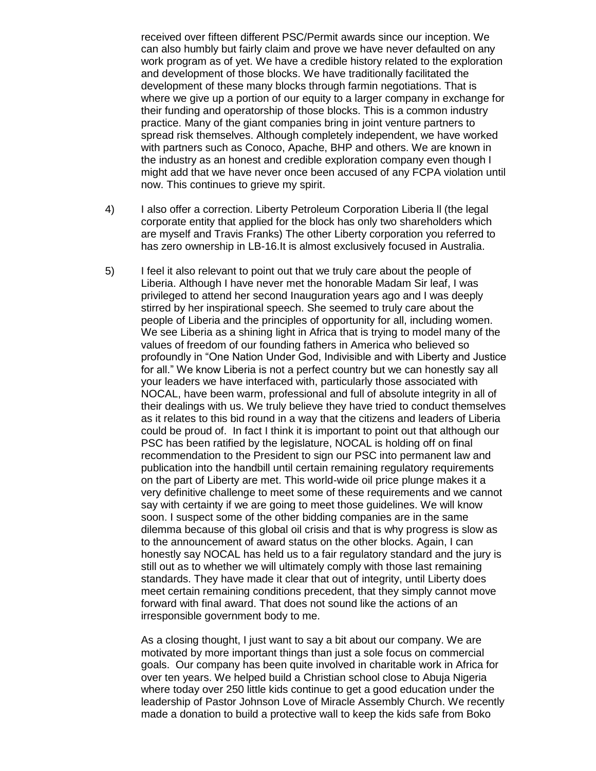received over fifteen different PSC/Permit awards since our inception. We can also humbly but fairly claim and prove we have never defaulted on any work program as of yet. We have a credible history related to the exploration and development of those blocks. We have traditionally facilitated the development of these many blocks through farmin negotiations. That is where we give up a portion of our equity to a larger company in exchange for their funding and operatorship of those blocks. This is a common industry practice. Many of the giant companies bring in joint venture partners to spread risk themselves. Although completely independent, we have worked with partners such as Conoco, Apache, BHP and others. We are known in the industry as an honest and credible exploration company even though I might add that we have never once been accused of any FCPA violation until now. This continues to grieve my spirit.

4) I also offer a correction. Liberty Petroleum Corporation Liberia ll (the legal corporate entity that applied for the block has only two shareholders which are myself and Travis Franks) The other Liberty corporation you referred to has zero ownership in LB-16.It is almost exclusively focused in Australia.

5) I feel it also relevant to point out that we truly care about the people of Liberia. Although I have never met the honorable Madam Sir leaf, I was privileged to attend her second Inauguration years ago and I was deeply stirred by her inspirational speech. She seemed to truly care about the people of Liberia and the principles of opportunity for all, including women. We see Liberia as a shining light in Africa that is trying to model many of the values of freedom of our founding fathers in America who believed so profoundly in "One Nation Under God, Indivisible and with Liberty and Justice for all." We know Liberia is not a perfect country but we can honestly say all your leaders we have interfaced with, particularly those associated with NOCAL, have been warm, professional and full of absolute integrity in all of their dealings with us. We truly believe they have tried to conduct themselves as it relates to this bid round in a way that the citizens and leaders of Liberia could be proud of. In fact I think it is important to point out that although our PSC has been ratified by the legislature, NOCAL is holding off on final recommendation to the President to sign our PSC into permanent law and publication into the handbill until certain remaining regulatory requirements on the part of Liberty are met. This world-wide oil price plunge makes it a very definitive challenge to meet some of these requirements and we cannot say with certainty if we are going to meet those guidelines. We will know soon. I suspect some of the other bidding companies are in the same dilemma because of this global oil crisis and that is why progress is slow as to the announcement of award status on the other blocks. Again, I can honestly say NOCAL has held us to a fair regulatory standard and the jury is still out as to whether we will ultimately comply with those last remaining standards. They have made it clear that out of integrity, until Liberty does meet certain remaining conditions precedent, that they simply cannot move forward with final award. That does not sound like the actions of an irresponsible government body to me.

As a closing thought, I just want to say a bit about our company. We are motivated by more important things than just a sole focus on commercial goals. Our company has been quite involved in charitable work in Africa for over ten years. We helped build a Christian school close to Abuja Nigeria where today over 250 little kids continue to get a good education under the leadership of Pastor Johnson Love of Miracle Assembly Church. We recently made a donation to build a protective wall to keep the kids safe from Boko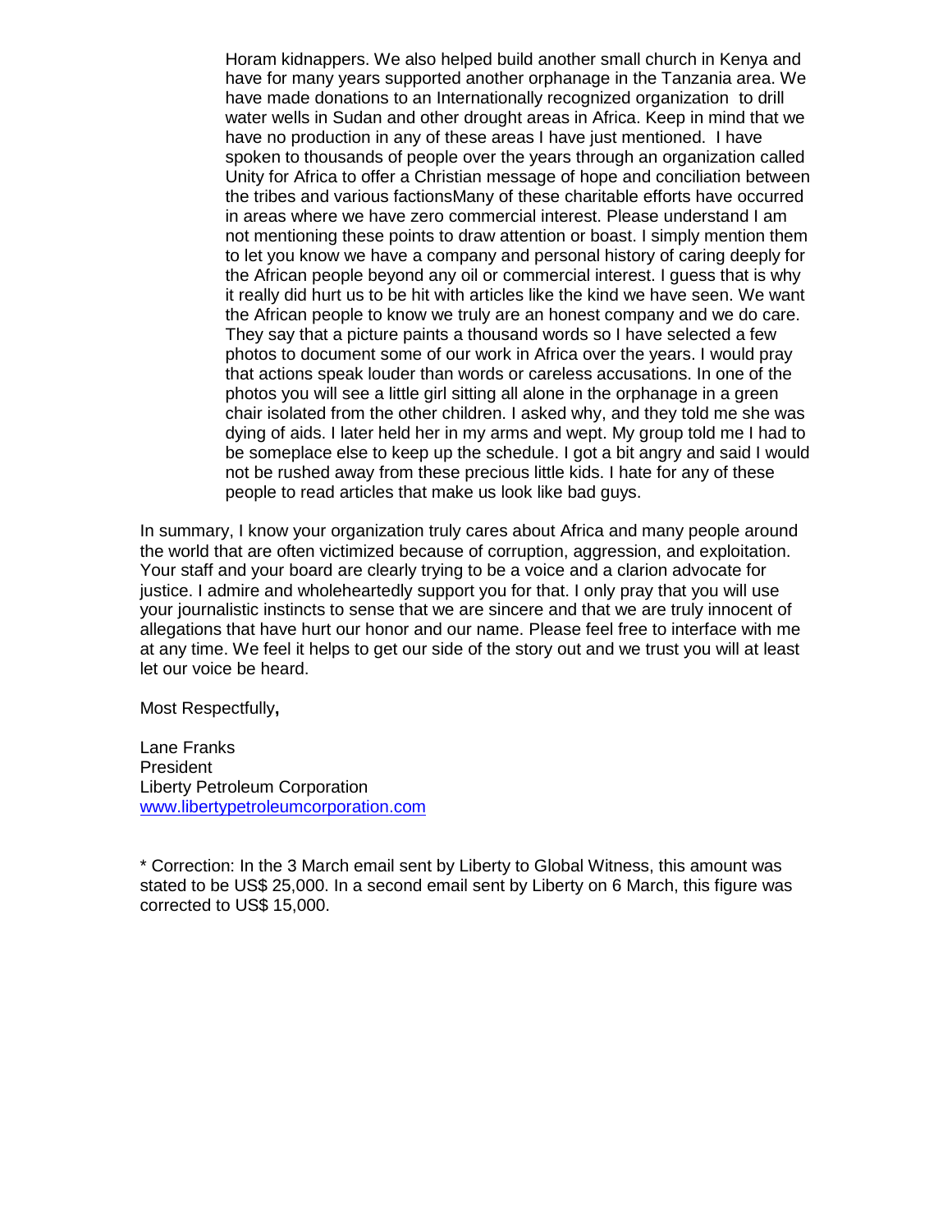Horam kidnappers. We also helped build another small church in Kenya and have for many years supported another orphanage in the Tanzania area. We have made donations to an Internationally recognized organization to drill water wells in Sudan and other drought areas in Africa. Keep in mind that we have no production in any of these areas I have just mentioned. I have spoken to thousands of people over the years through an organization called Unity for Africa to offer a Christian message of hope and conciliation between the tribes and various factionsMany of these charitable efforts have occurred in areas where we have zero commercial interest. Please understand I am not mentioning these points to draw attention or boast. I simply mention them to let you know we have a company and personal history of caring deeply for the African people beyond any oil or commercial interest. I guess that is why it really did hurt us to be hit with articles like the kind we have seen. We want the African people to know we truly are an honest company and we do care. They say that a picture paints a thousand words so I have selected a few photos to document some of our work in Africa over the years. I would pray that actions speak louder than words or careless accusations. In one of the photos you will see a little girl sitting all alone in the orphanage in a green chair isolated from the other children. I asked why, and they told me she was dying of aids. I later held her in my arms and wept. My group told me I had to be someplace else to keep up the schedule. I got a bit angry and said I would not be rushed away from these precious little kids. I hate for any of these people to read articles that make us look like bad guys.

In summary, I know your organization truly cares about Africa and many people around the world that are often victimized because of corruption, aggression, and exploitation. Your staff and your board are clearly trying to be a voice and a clarion advocate for justice. I admire and wholeheartedly support you for that. I only pray that you will use your journalistic instincts to sense that we are sincere and that we are truly innocent of allegations that have hurt our honor and our name. Please feel free to interface with me at any time. We feel it helps to get our side of the story out and we trust you will at least let our voice be heard.

Most Respectfully**,**

Lane Franks
President
Liberty Petroleum Corporation
[www.libertypetroleumcorporation.com](http://www.libertypetroleumcorporation.com)

* Correction: In the 3 March email sent by Liberty to Global Witness, this amount was stated to be US$ 25,000. In a second email sent by Liberty on 6 March, this figure was corrected to US$ 15,000.